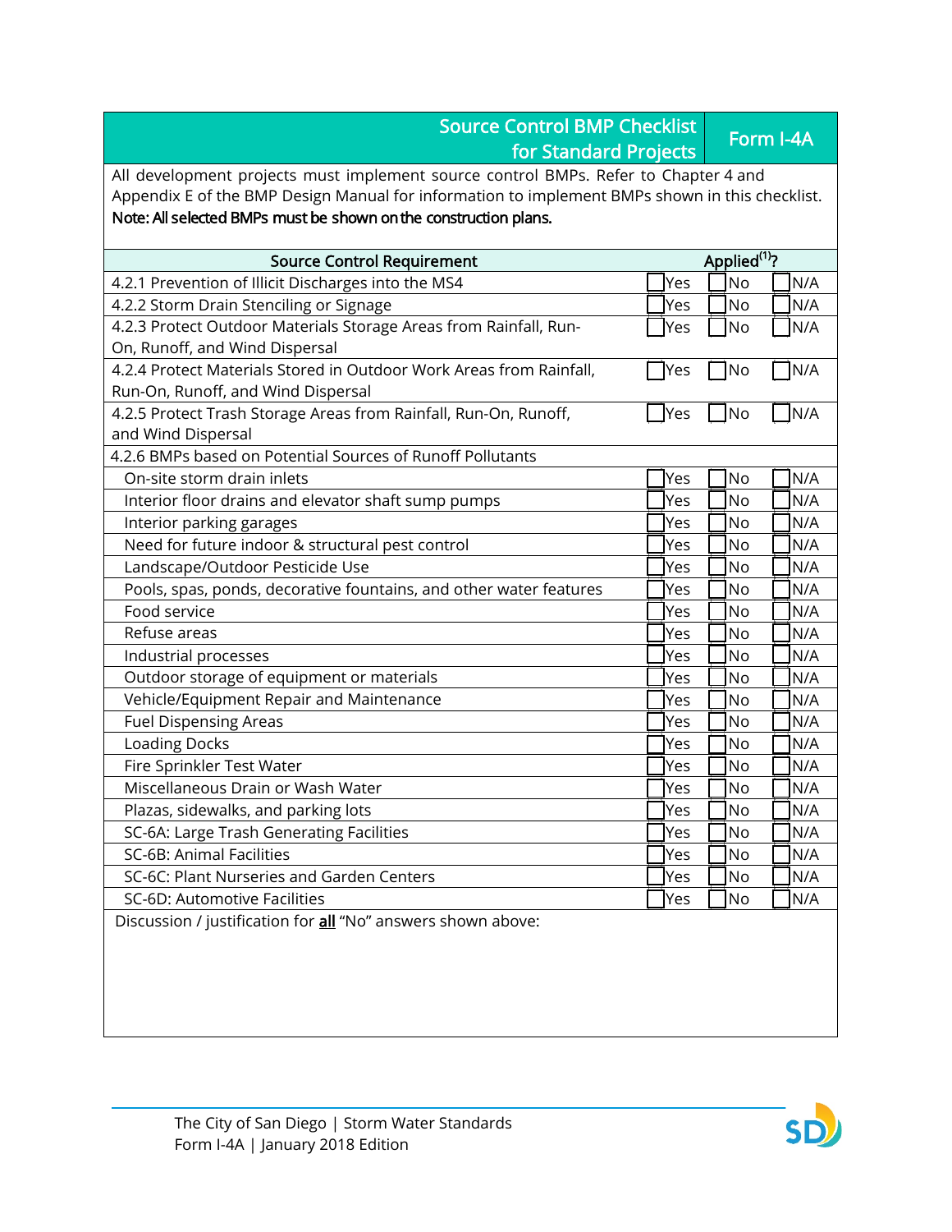# Source Control BMP Checklist for Standard Projects

**Form I-4A**

All development projects must implement source control BMPs. Refer to Chapter 4 and Appendix E of the BMP Design Manual for information to implement BMPs shown in this checklist.

**Note: All selected BMPs must be shown on the construction plans.**

| Source Control Requirement | Applied[1]? | | |
|---|---|---|---|
| 4.2.1 Prevention of Illicit Discharges into the MS4 | ☐ Yes | ☐ No | ☐ N/A |
| 4.2.2 Storm Drain Stenciling or Signage | ☐ Yes | ☐ No | ☐ N/A |
| 4.2.3 Protect Outdoor Materials Storage Areas from Rainfall, Run-On, Runoff, and Wind Dispersal | ☐ Yes | ☐ No | ☐ N/A |
| 4.2.4 Protect Materials Stored in Outdoor Work Areas from Rainfall, Run-On, Runoff, and Wind Dispersal | ☐ Yes | ☐ No | ☐ N/A |
| 4.2.5 Protect Trash Storage Areas from Rainfall, Run-On, Runoff, and Wind Dispersal | ☐ Yes | ☐ No | ☐ N/A |
| 4.2.6 BMPs based on Potential Sources of Runoff Pollutants | | | |
| On-site storm drain inlets | ☐ Yes | ☐ No | ☐ N/A |
| Interior floor drains and elevator shaft sump pumps | ☐ Yes | ☐ No | ☐ N/A |
| Interior parking garages | ☐ Yes | ☐ No | ☐ N/A |
| Need for future indoor & structural pest control | ☐ Yes | ☐ No | ☐ N/A |
| Landscape/Outdoor Pesticide Use | ☐ Yes | ☐ No | ☐ N/A |
| Pools, spas, ponds, decorative fountains, and other water features | ☐ Yes | ☐ No | ☐ N/A |
| Food service | ☐ Yes | ☐ No | ☐ N/A |
| Refuse areas | ☐ Yes | ☐ No | ☐ N/A |
| Industrial processes | ☐ Yes | ☐ No | ☐ N/A |
| Outdoor storage of equipment or materials | ☐ Yes | ☐ No | ☐ N/A |
| Vehicle/Equipment Repair and Maintenance | ☐ Yes | ☐ No | ☐ N/A |
| Fuel Dispensing Areas | ☐ Yes | ☐ No | ☐ N/A |
| Loading Docks | ☐ Yes | ☐ No | ☐ N/A |
| Fire Sprinkler Test Water | ☐ Yes | ☐ No | ☐ N/A |
| Miscellaneous Drain or Wash Water | ☐ Yes | ☐ No | ☐ N/A |
| Plazas, sidewalks, and parking lots | ☐ Yes | ☐ No | ☐ N/A |
| SC-6A: Large Trash Generating Facilities | ☐ Yes | ☐ No | ☐ N/A |
| SC-6B: Animal Facilities | ☐ Yes | ☐ No | ☐ N/A |
| SC-6C: Plant Nurseries and Garden Centers | ☐ Yes | ☐ No | ☐ N/A |
| SC-6D: Automotive Facilities | ☐ Yes | ☐ No | ☐ N/A |

Discussion / justification for **all** "No" answers shown above: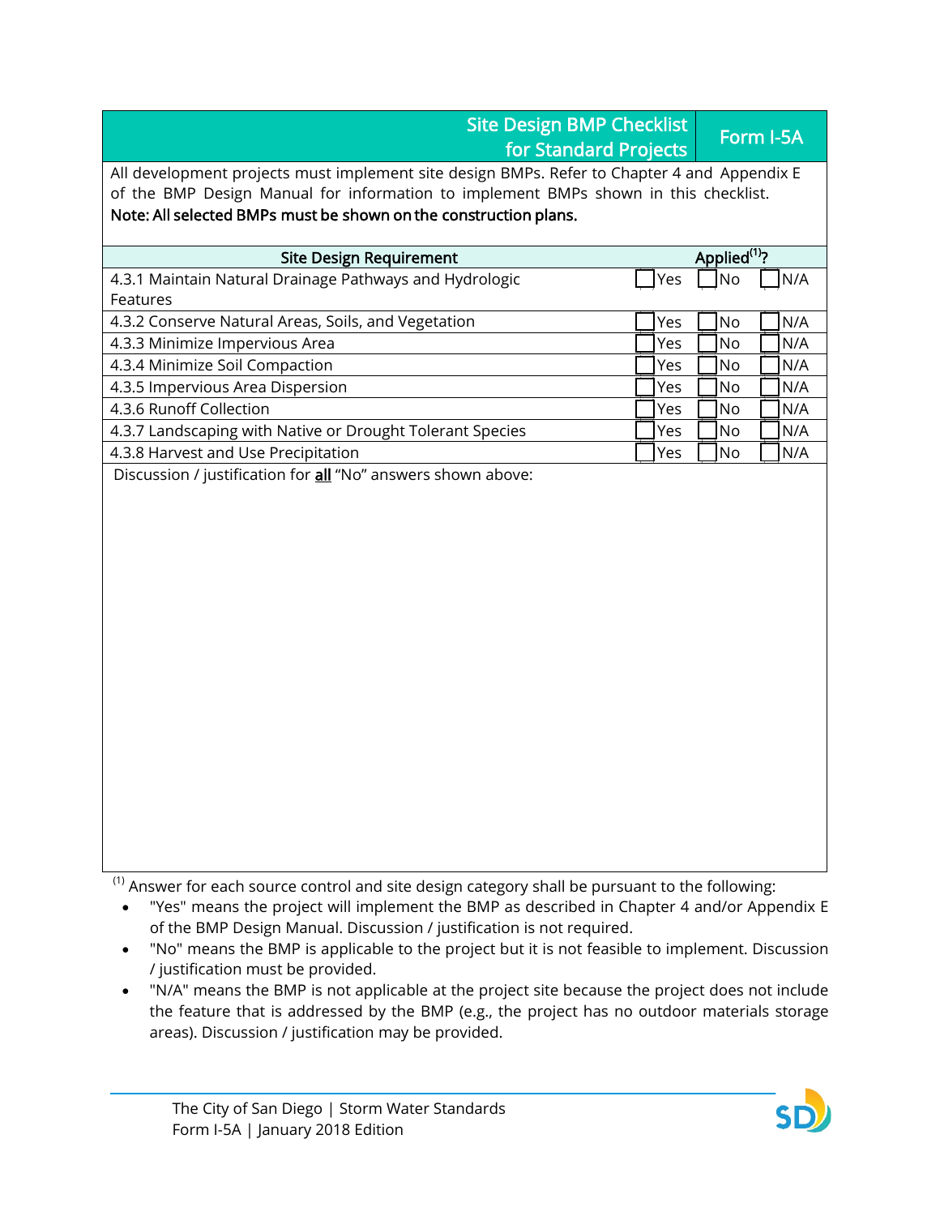## Site Design BMP Checklist for Standard Projects — Form I-5A

All development projects must implement site design BMPs. Refer to Chapter 4 and Appendix E of the BMP Design Manual for information to implement BMPs shown in this checklist.

**Note: All selected BMPs must be shown on the construction plans.**

| Site Design Requirement | Applied[(1)]? | | |
|---|---|---|---|
| 4.3.1 Maintain Natural Drainage Pathways and Hydrologic Features | ☐ Yes | ☐ No | ☐ N/A |
| 4.3.2 Conserve Natural Areas, Soils, and Vegetation | ☐ Yes | ☐ No | ☐ N/A |
| 4.3.3 Minimize Impervious Area | ☐ Yes | ☐ No | ☐ N/A |
| 4.3.4 Minimize Soil Compaction | ☐ Yes | ☐ No | ☐ N/A |
| 4.3.5 Impervious Area Dispersion | ☐ Yes | ☐ No | ☐ N/A |
| 4.3.6 Runoff Collection | ☐ Yes | ☐ No | ☐ N/A |
| 4.3.7 Landscaping with Native or Drought Tolerant Species | ☐ Yes | ☐ No | ☐ N/A |
| 4.3.8 Harvest and Use Precipitation | ☐ Yes | ☐ No | ☐ N/A |

Discussion / justification for **all** "No" answers shown above:

[(1)] Answer for each source control and site design category shall be pursuant to the following:

- "Yes" means the project will implement the BMP as described in Chapter 4 and/or Appendix E of the BMP Design Manual. Discussion / justification is not required.
- "No" means the BMP is applicable to the project but it is not feasible to implement. Discussion / justification must be provided.
- "N/A" means the BMP is not applicable at the project site because the project does not include the feature that is addressed by the BMP (e.g., the project has no outdoor materials storage areas). Discussion / justification may be provided.